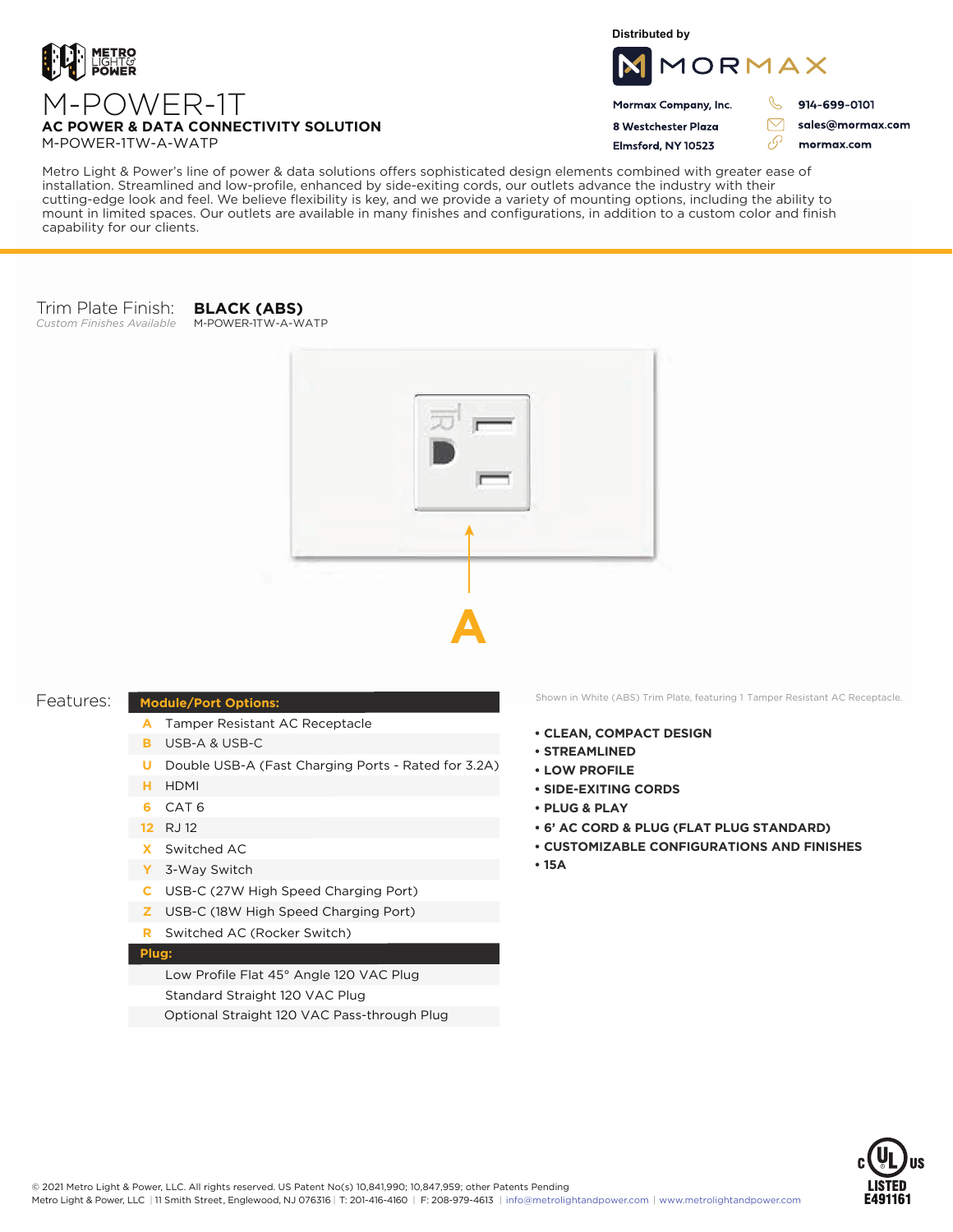METRO LIGHT & POWER

# M-POWER-1T

**AC POWER & DATA CONNECTIVITY SOLUTION**

M-POWER-1TW-A-WATP

Distributed by

MORMAX

**Mormax Company, Inc.**
**8 Westchester Plaza**
**Elmsford, NY 10523**

**914-699-0101**
**sales@mormax.com**
**mormax.com**

Metro Light & Power's line of power & data solutions offers sophisticated design elements combined with greater ease of installation. Streamlined and low-profile, enhanced by side-exiting cords, our outlets advance the industry with their cutting-edge look and feel. We believe flexibility is key, and we provide a variety of mounting options, including the ability to mount in limited spaces. Our outlets are available in many finishes and configurations, in addition to a custom color and finish capability for our clients.

Trim Plate Finish: **BLACK (ABS)**
*Custom Finishes Available*
M-POWER-1TW-A-WATP

A

Shown in White (ABS) Trim Plate, featuring 1 Tamper Resistant AC Receptacle.

Features:

| | **Module/Port Options:** |
|---|---|
| A | Tamper Resistant AC Receptacle |
| B | USB-A & USB-C |
| U | Double USB-A (Fast Charging Ports - Rated for 3.2A) |
| H | HDMI |
| 6 | CAT 6 |
| 12 | RJ 12 |
| X | Switched AC |
| Y | 3-Way Switch |
| C | USB-C (27W High Speed Charging Port) |
| Z | USB-C (18W High Speed Charging Port) |
| R | Switched AC (Rocker Switch) |
| | **Plug:** |
| | Low Profile Flat 45° Angle 120 VAC Plug |
| | Standard Straight 120 VAC Plug |
| | Optional Straight 120 VAC Pass-through Plug |

- **CLEAN, COMPACT DESIGN**
- **STREAMLINED**
- **LOW PROFILE**
- **SIDE-EXITING CORDS**
- **PLUG & PLAY**
- **6' AC CORD & PLUG (FLAT PLUG STANDARD)**
- **CUSTOMIZABLE CONFIGURATIONS AND FINISHES**
- **15A**

c UL us LISTED E491161

© 2021 Metro Light & Power, LLC. All rights reserved. US Patent No(s) 10,841,990; 10,847,959; other Patents Pending
Metro Light & Power, LLC | 11 Smith Street, Englewood, NJ 076316 | T: 201-416-4160 | F: 208-979-4613 | info@metrolightandpower.com | www.metrolightandpower.com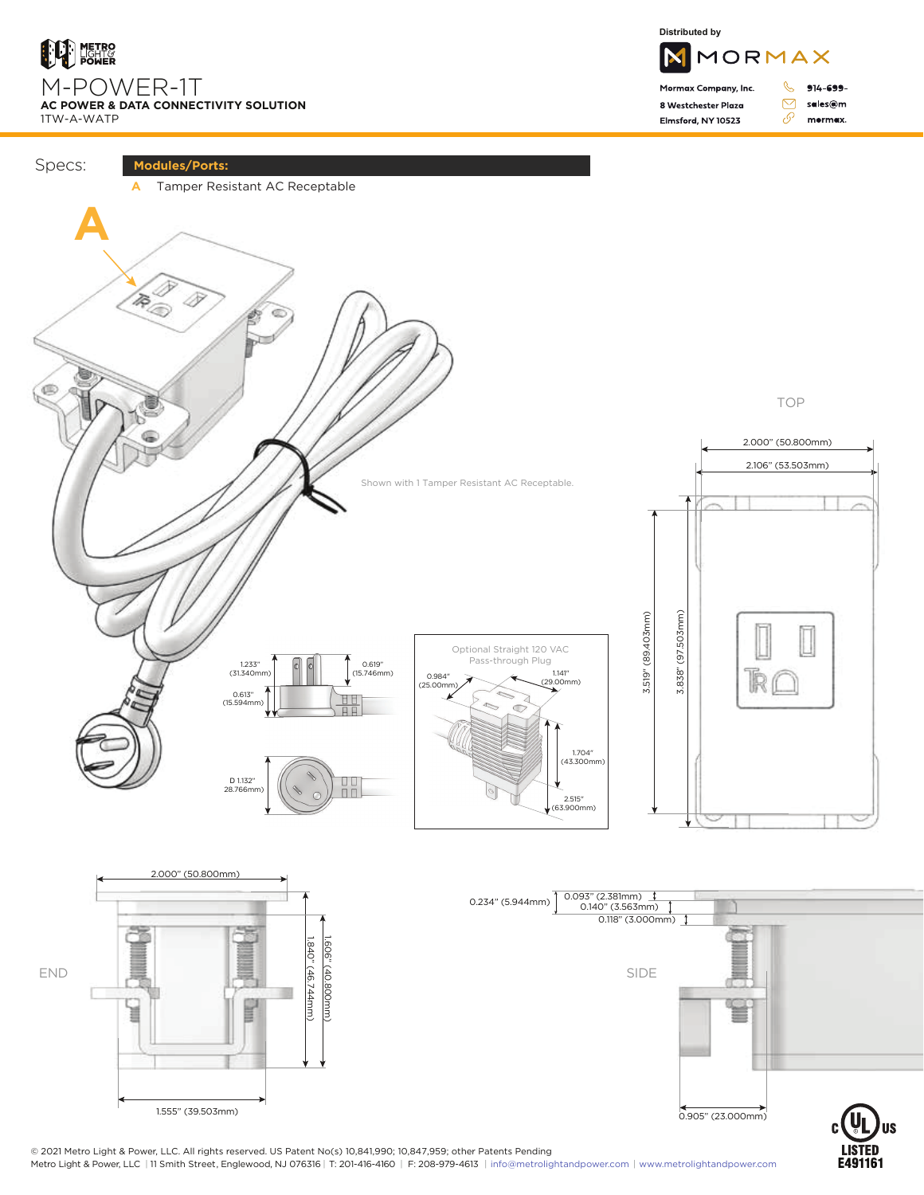# M-POWER-1T

**AC POWER & DATA CONNECTIVITY SOLUTION**

1TW-A-WATP

Distributed by

MORMAX

Mormax Company, Inc.
8 Westchester Plaza
Elmsford, NY 10523

914-699-
sales@m
mormax.

Specs:

**Modules/Ports:**

A Tamper Resistant AC Receptable

A

Shown with 1 Tamper Resistant AC Receptable.

TOP

2.000" (50.800mm)

2.106" (53.503mm)

3.519" (89.403mm)

3.838" (97.503mm)

1.233" (31.340mm)

0.619" (15.746mm)

0.613" (15.594mm)

D 1.132" 28.766mm)

Optional Straight 120 VAC Pass-through Plug

0.984" (25.00mm)

1.141" (29.00mm)

1.704" (43.300mm)

2.515" (63.900mm)

END

2.000" (50.800mm)

1.840" (46.744mm)

1.606" (40.800mm)

1.555" (39.503mm)

SIDE

0.234" (5.944mm)

0.093" (2.381mm)

0.140" (3.563mm)

0.118" (3.000mm)

0.905" (23.000mm)

c UL us LISTED E491161

© 2021 Metro Light & Power, LLC. All rights reserved. US Patent No(s) 10,841,990; 10,847,959; other Patents Pending

Metro Light & Power, LLC | 11 Smith Street, Englewood, NJ 076316 | T: 201-416-4160 | F: 208-979-4613 | info@metrolightandpower.com | www.metrolightandpower.com